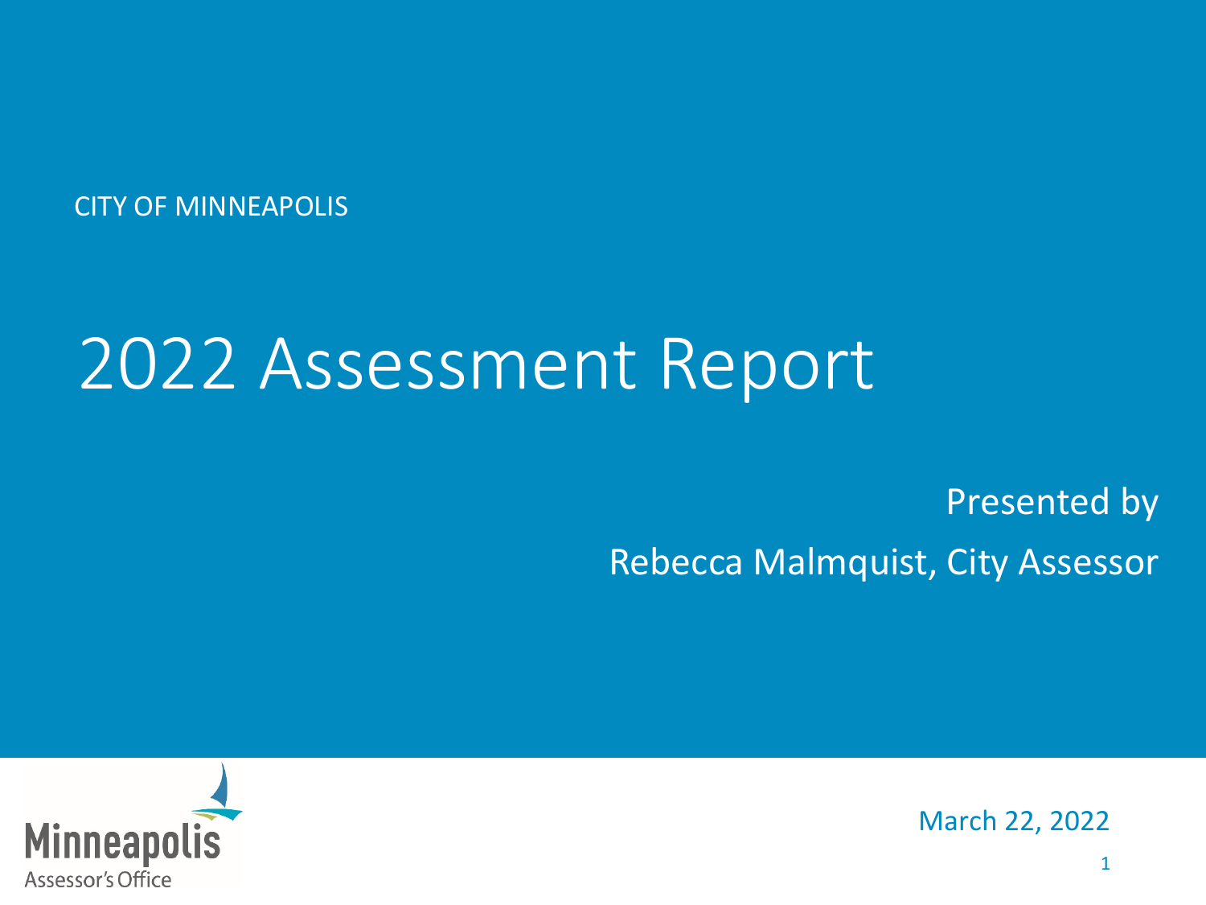CITY OF MINNEAPOLIS

# 2022 Assessment Report

Presented by

Rebecca Malmquist, City Assessor

Minneapolis Assessor's Office

March 22, 2022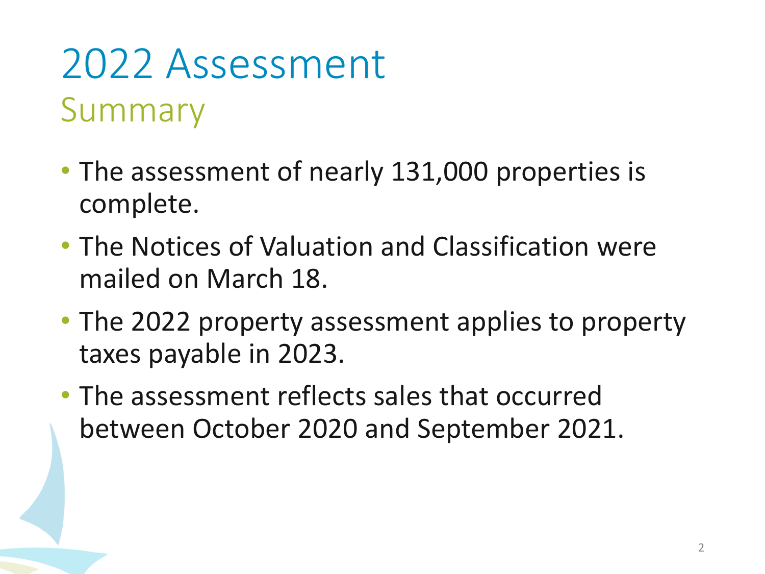# 2022 Assessment

## Summary

- The assessment of nearly 131,000 properties is complete.
- The Notices of Valuation and Classification were mailed on March 18.
- The 2022 property assessment applies to property taxes payable in 2023.
- The assessment reflects sales that occurred between October 2020 and September 2021.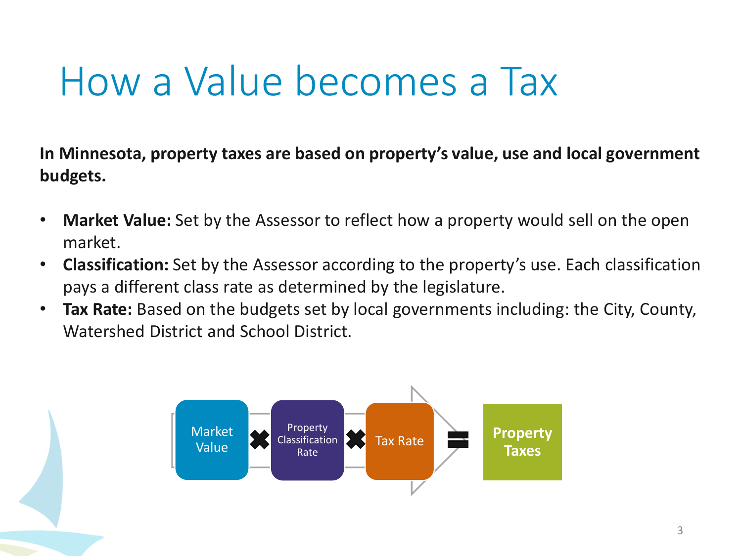# How a Value becomes a Tax

**In Minnesota, property taxes are based on property's value, use and local government budgets.**

- **Market Value:** Set by the Assessor to reflect how a property would sell on the open market.
- **Classification:** Set by the Assessor according to the property's use. Each classification pays a different class rate as determined by the legislature.
- **Tax Rate:** Based on the budgets set by local governments including: the City, County, Watershed District and School District.

Market Value ✖ Property Classification Rate ✖ Tax Rate = **Property Taxes**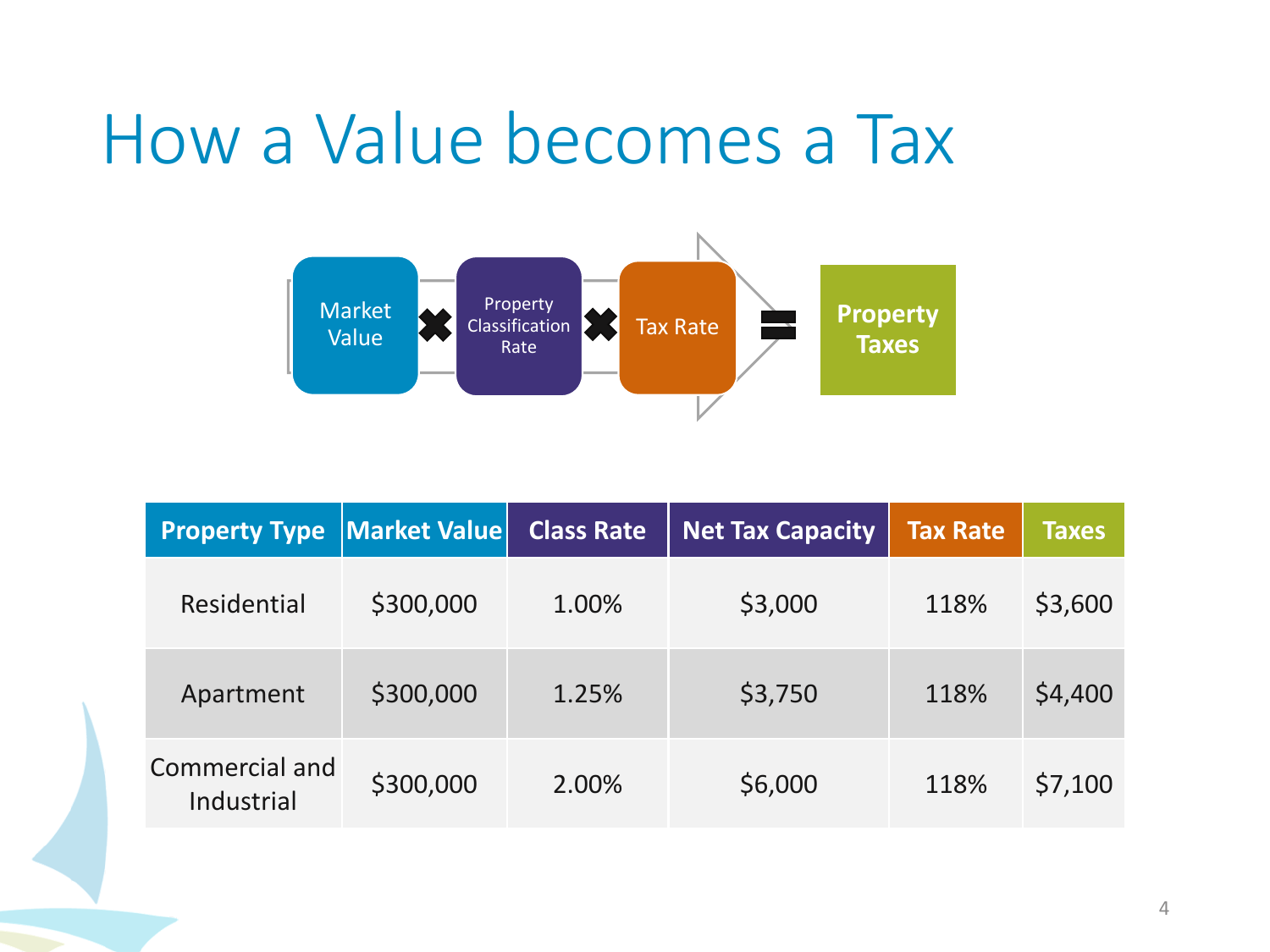# How a Value becomes a Tax

Market Value ✖ Property Classification Rate ✖ Tax Rate = **Property Taxes**

| Property Type | Market Value | Class Rate | Net Tax Capacity | Tax Rate | Taxes |
|---|---|---|---|---|---|
| Residential | $300,000 | 1.00% | $3,000 | 118% | $3,600 |
| Apartment | $300,000 | 1.25% | $3,750 | 118% | $4,400 |
| Commercial and Industrial | $300,000 | 2.00% | $6,000 | 118% | $7,100 |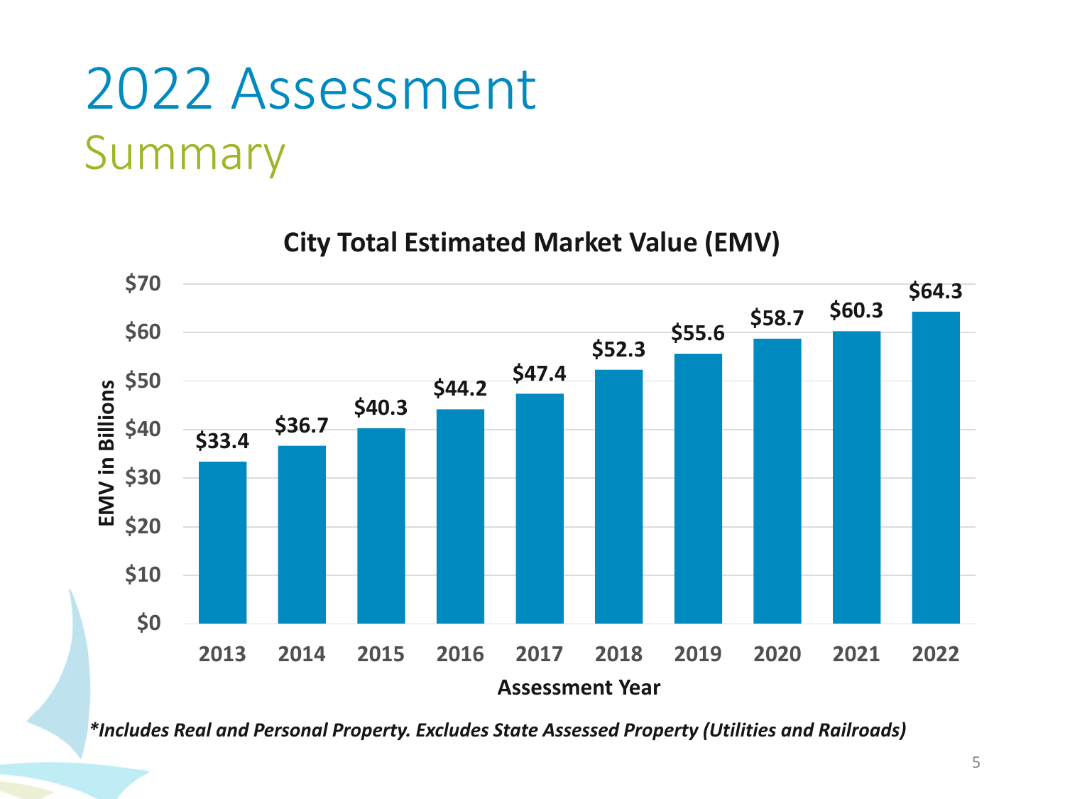# 2022 Assessment

## Summary

**City Total Estimated Market Value (EMV)**

| Assessment Year | EMV in Billions |
| --- | --- |
| 2013 | $33.4 |
| 2014 | $36.7 |
| 2015 | $40.3 |
| 2016 | $44.2 |
| 2017 | $47.4 |
| 2018 | $52.3 |
| 2019 | $55.6 |
| 2020 | $58.7 |
| 2021 | $60.3 |
| 2022 | $64.3 |

***Includes Real and Personal Property. Excludes State Assessed Property (Utilities and Railroads)***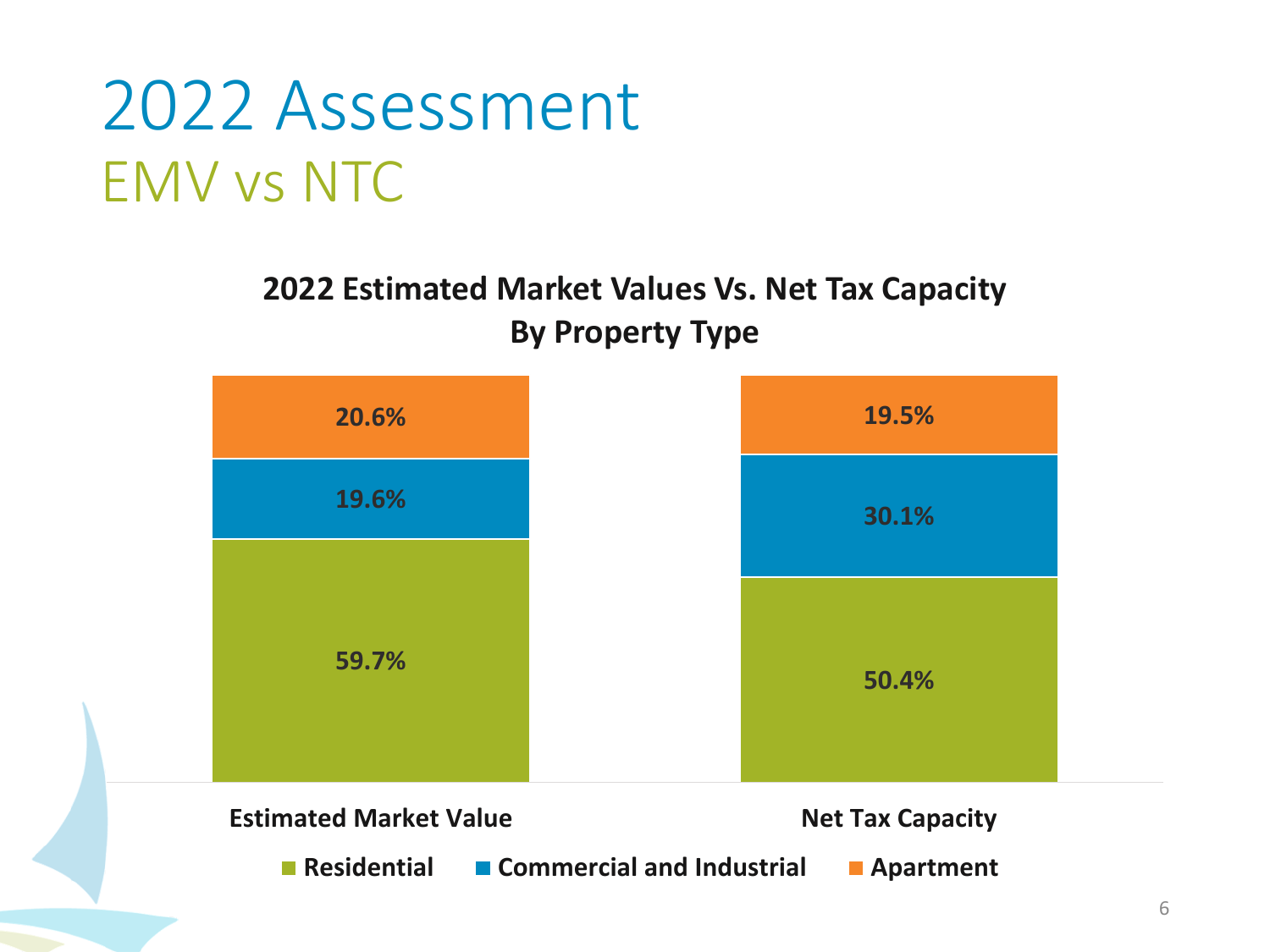# 2022 Assessment

## EMV vs NTC

**2022 Estimated Market Values Vs. Net Tax Capacity By Property Type**

| Property Type | Estimated Market Value | Net Tax Capacity |
|---|---|---|
| Residential | 59.7% | 50.4% |
| Commercial and Industrial | 19.6% | 30.1% |
| Apartment | 20.6% | 19.5% |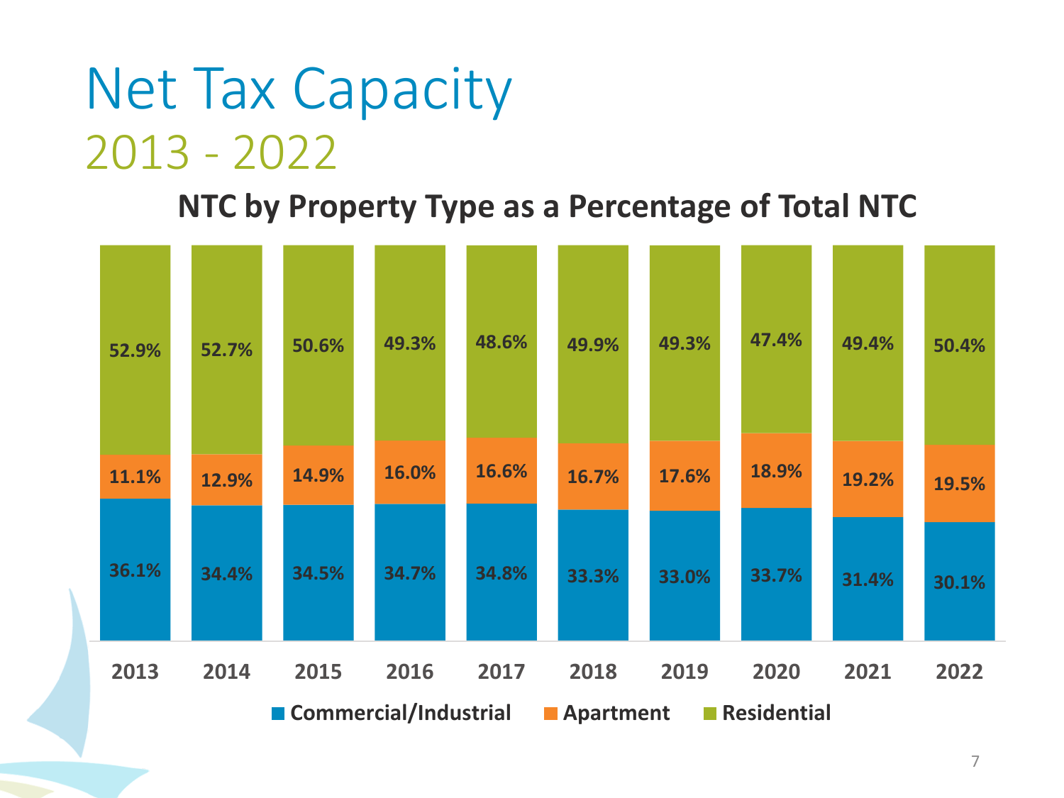# Net Tax Capacity

## 2013 - 2022

### NTC by Property Type as a Percentage of Total NTC

| Year | Commercial/Industrial | Apartment | Residential |
|---|---|---|---|
| 2013 | 36.1% | 11.1% | 52.9% |
| 2014 | 34.4% | 12.9% | 52.7% |
| 2015 | 34.5% | 14.9% | 50.6% |
| 2016 | 34.7% | 16.0% | 49.3% |
| 2017 | 34.8% | 16.6% | 48.6% |
| 2018 | 33.3% | 16.7% | 49.9% |
| 2019 | 33.0% | 17.6% | 49.3% |
| 2020 | 33.7% | 18.9% | 47.4% |
| 2021 | 31.4% | 19.2% | 49.4% |
| 2022 | 30.1% | 19.5% | 50.4% |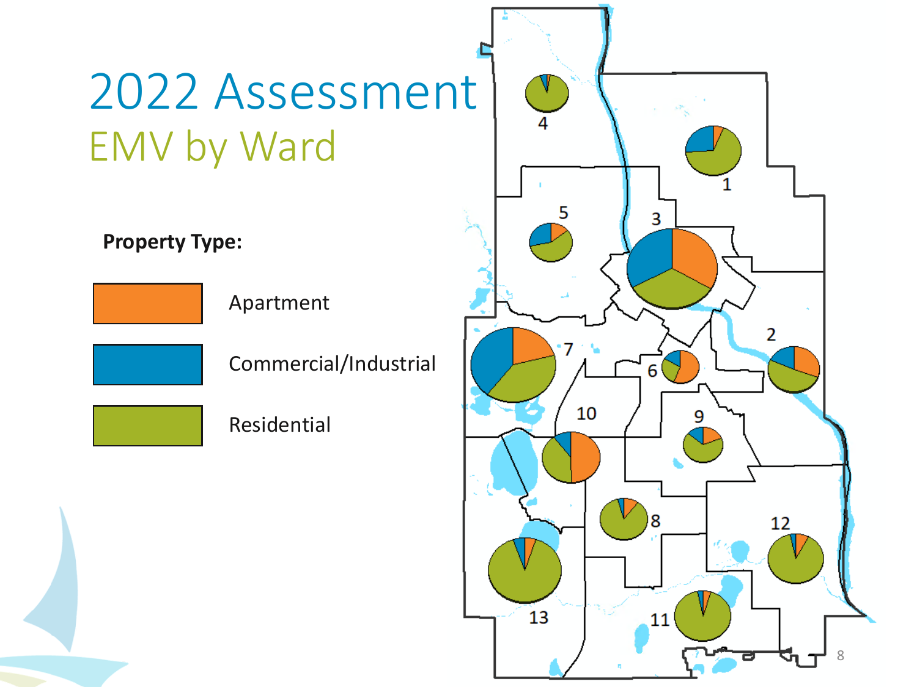# 2022 Assessment

## EMV by Ward

**Property Type:**

- Apartment
- Commercial/Industrial
- Residential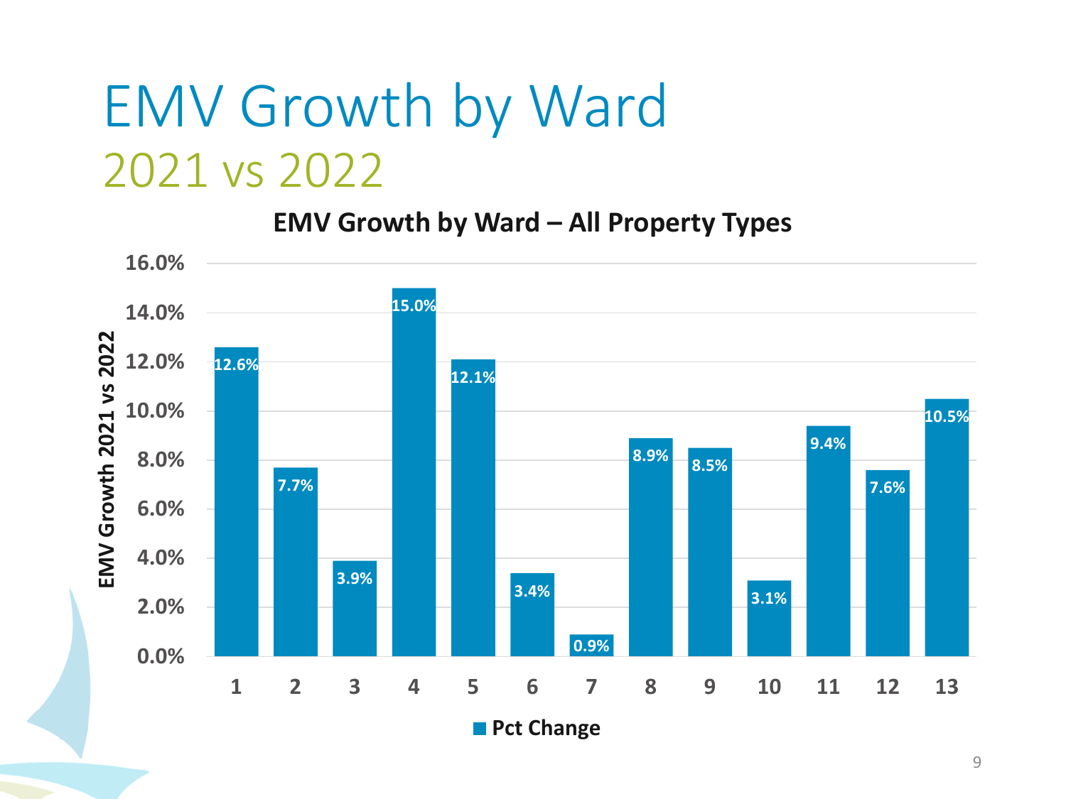# EMV Growth by Ward

## 2021 vs 2022

**EMV Growth by Ward – All Property Types**

| Ward | Pct Change (EMV Growth 2021 vs 2022) |
| --- | --- |
| 1 | 12.6% |
| 2 | 7.7% |
| 3 | 3.9% |
| 4 | 15.0% |
| 5 | 12.1% |
| 6 | 3.4% |
| 7 | 0.9% |
| 8 | 8.9% |
| 9 | 8.5% |
| 10 | 3.1% |
| 11 | 9.4% |
| 12 | 7.6% |
| 13 | 10.5% |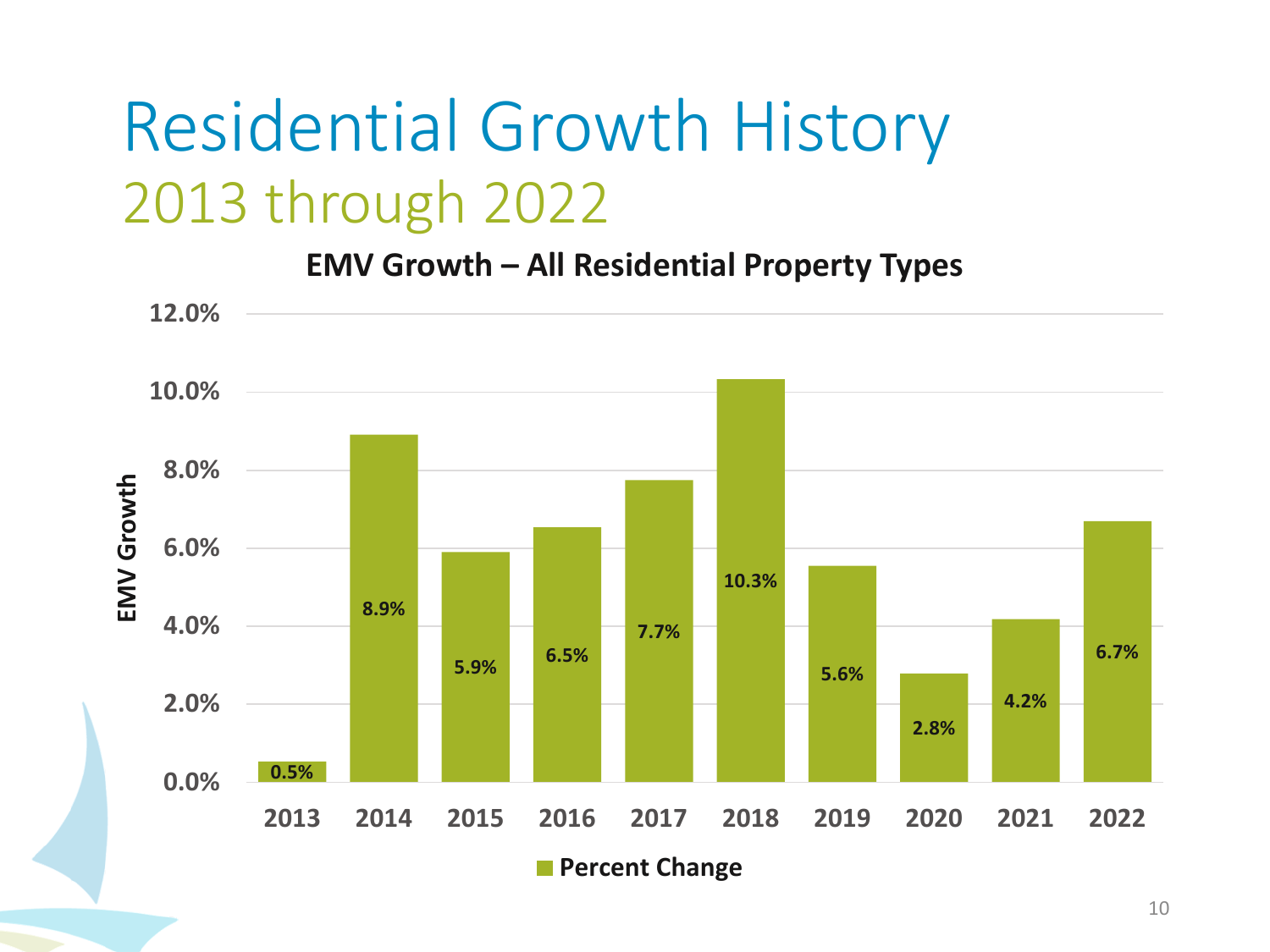# Residential Growth History

## 2013 through 2022

**EMV Growth – All Residential Property Types**

| Year | Percent Change |
| --- | --- |
| 2013 | 0.5% |
| 2014 | 8.9% |
| 2015 | 5.9% |
| 2016 | 6.5% |
| 2017 | 7.7% |
| 2018 | 10.3% |
| 2019 | 5.6% |
| 2020 | 2.8% |
| 2021 | 4.2% |
| 2022 | 6.7% |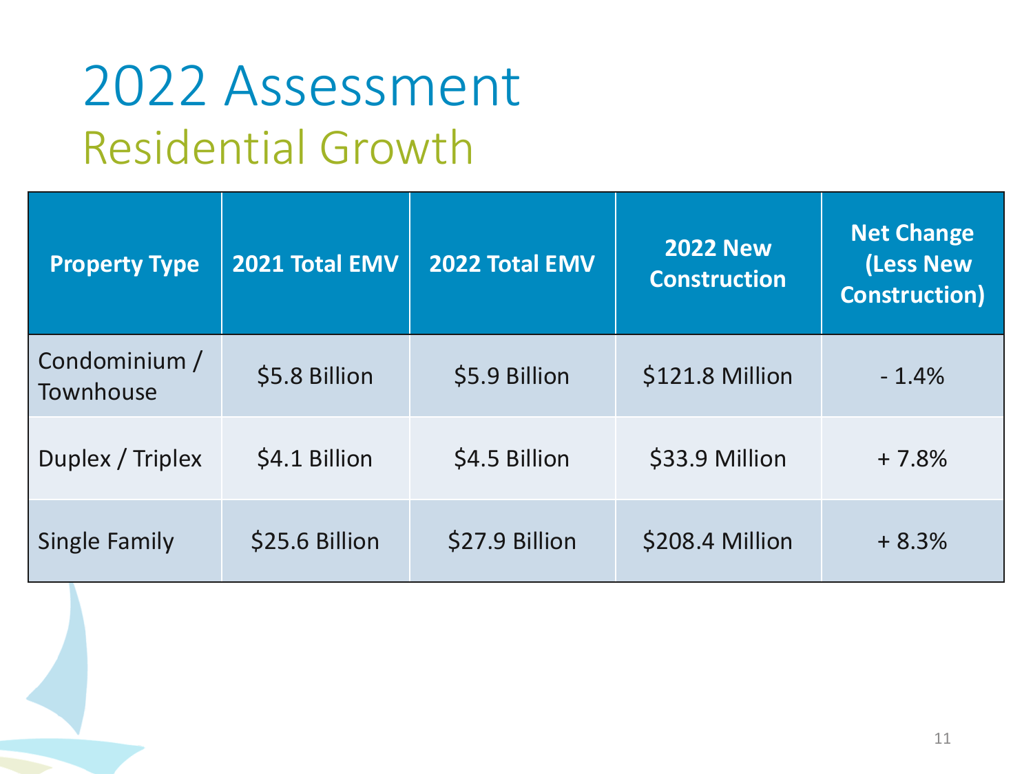# 2022 Assessment

## Residential Growth

| Property Type | 2021 Total EMV | 2022 Total EMV | 2022 New Construction | Net Change (Less New Construction) |
|---|---|---|---|---|
| Condominium / Townhouse | $5.8 Billion | $5.9 Billion | $121.8 Million | - 1.4% |
| Duplex / Triplex | $4.1 Billion | $4.5 Billion | $33.9 Million | + 7.8% |
| Single Family | $25.6 Billion | $27.9 Billion | $208.4 Million | + 8.3% |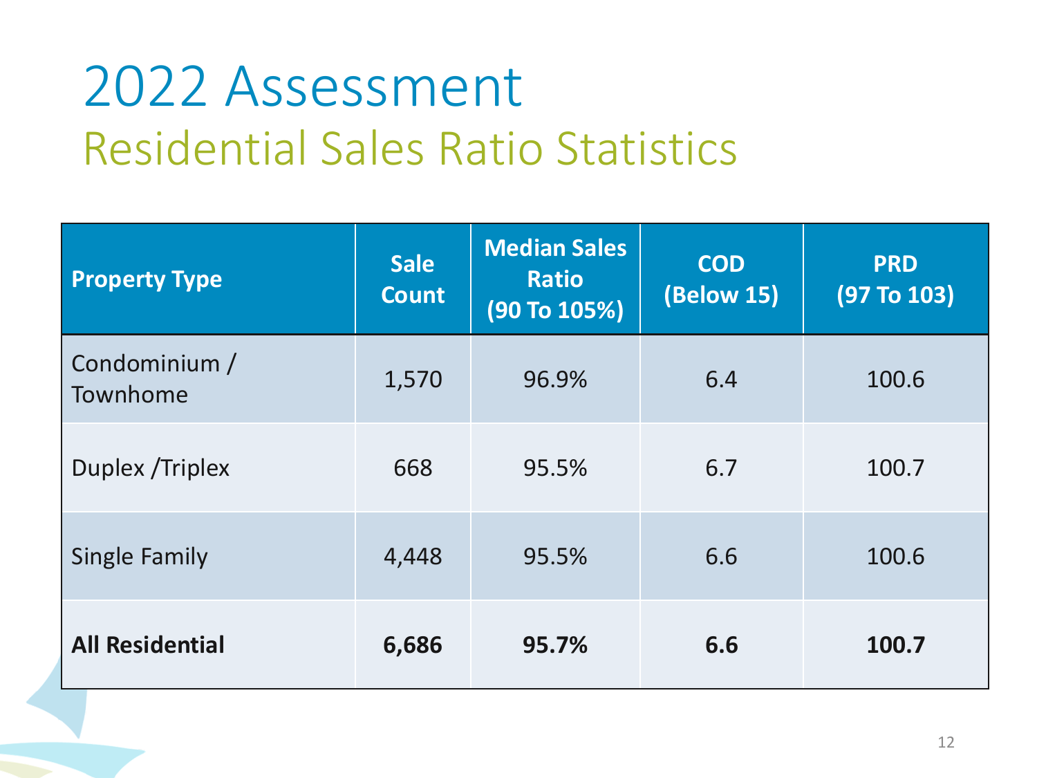# 2022 Assessment

## Residential Sales Ratio Statistics

| Property Type | Sale Count | Median Sales Ratio (90 To 105%) | COD (Below 15) | PRD (97 To 103) |
|---|---|---|---|---|
| Condominium / Townhome | 1,570 | 96.9% | 6.4 | 100.6 |
| Duplex /Triplex | 668 | 95.5% | 6.7 | 100.7 |
| Single Family | 4,448 | 95.5% | 6.6 | 100.6 |
| **All Residential** | **6,686** | **95.7%** | **6.6** | **100.7** |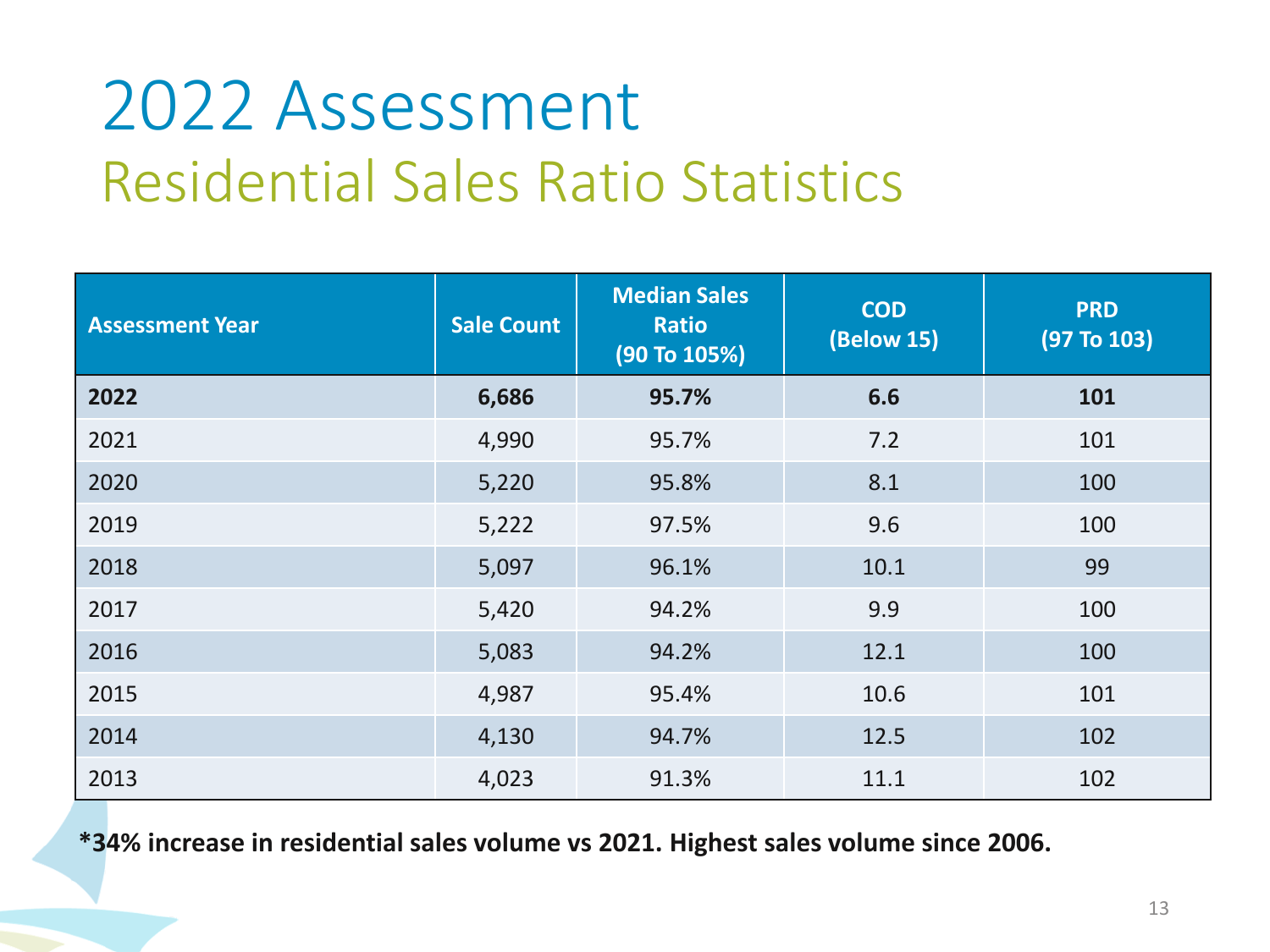# 2022 Assessment

## Residential Sales Ratio Statistics

| Assessment Year | Sale Count | Median Sales Ratio (90 To 105%) | COD (Below 15) | PRD (97 To 103) |
|---|---|---|---|---|
| **2022** | **6,686** | **95.7%** | **6.6** | **101** |
| 2021 | 4,990 | 95.7% | 7.2 | 101 |
| 2020 | 5,220 | 95.8% | 8.1 | 100 |
| 2019 | 5,222 | 97.5% | 9.6 | 100 |
| 2018 | 5,097 | 96.1% | 10.1 | 99 |
| 2017 | 5,420 | 94.2% | 9.9 | 100 |
| 2016 | 5,083 | 94.2% | 12.1 | 100 |
| 2015 | 4,987 | 95.4% | 10.6 | 101 |
| 2014 | 4,130 | 94.7% | 12.5 | 102 |
| 2013 | 4,023 | 91.3% | 11.1 | 102 |

**\*34% increase in residential sales volume vs 2021. Highest sales volume since 2006.**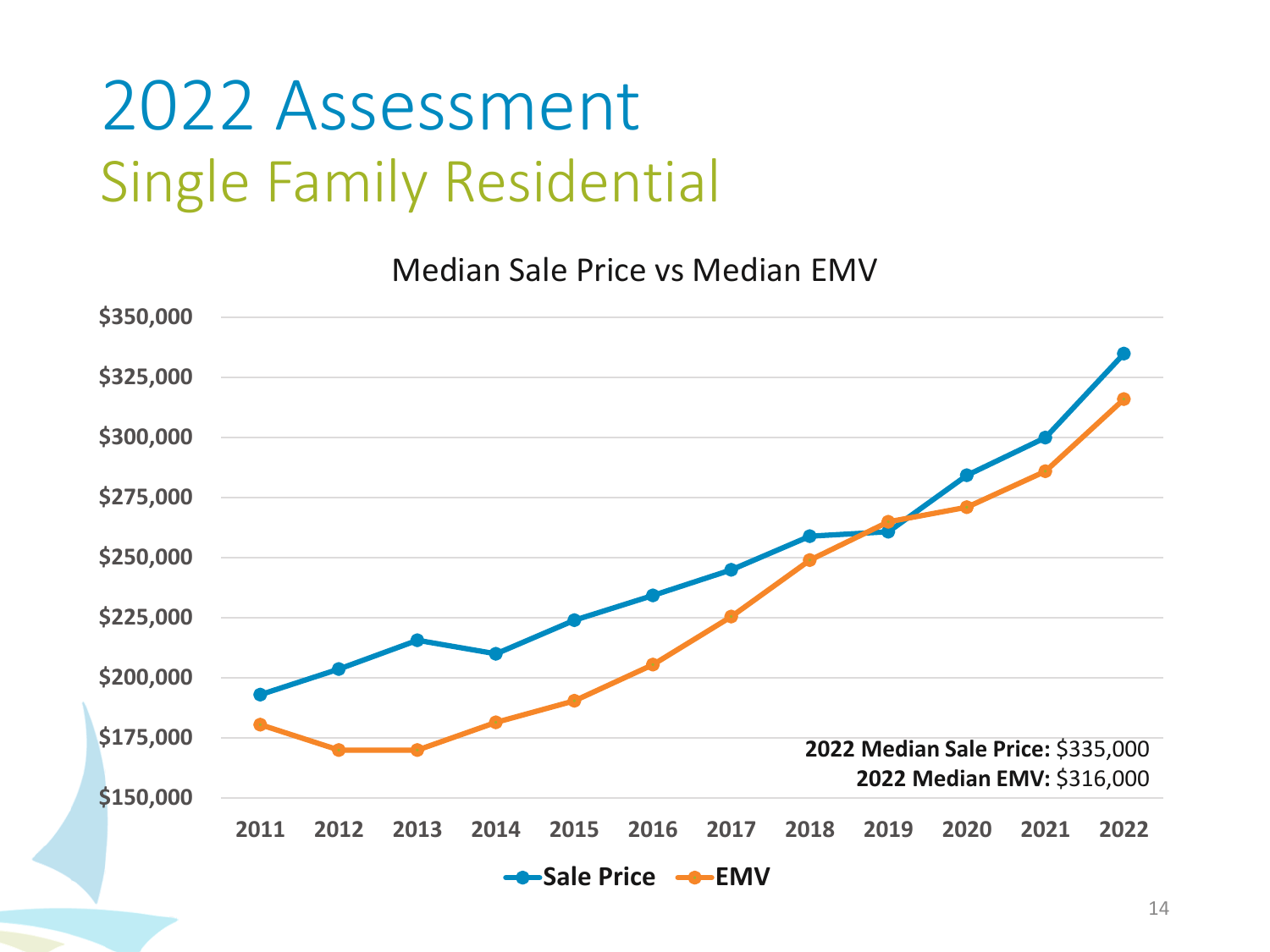# 2022 Assessment

## Single Family Residential

Median Sale Price vs Median EMV

**2022 Median Sale Price:** $335,000

**2022 Median EMV:** $316,000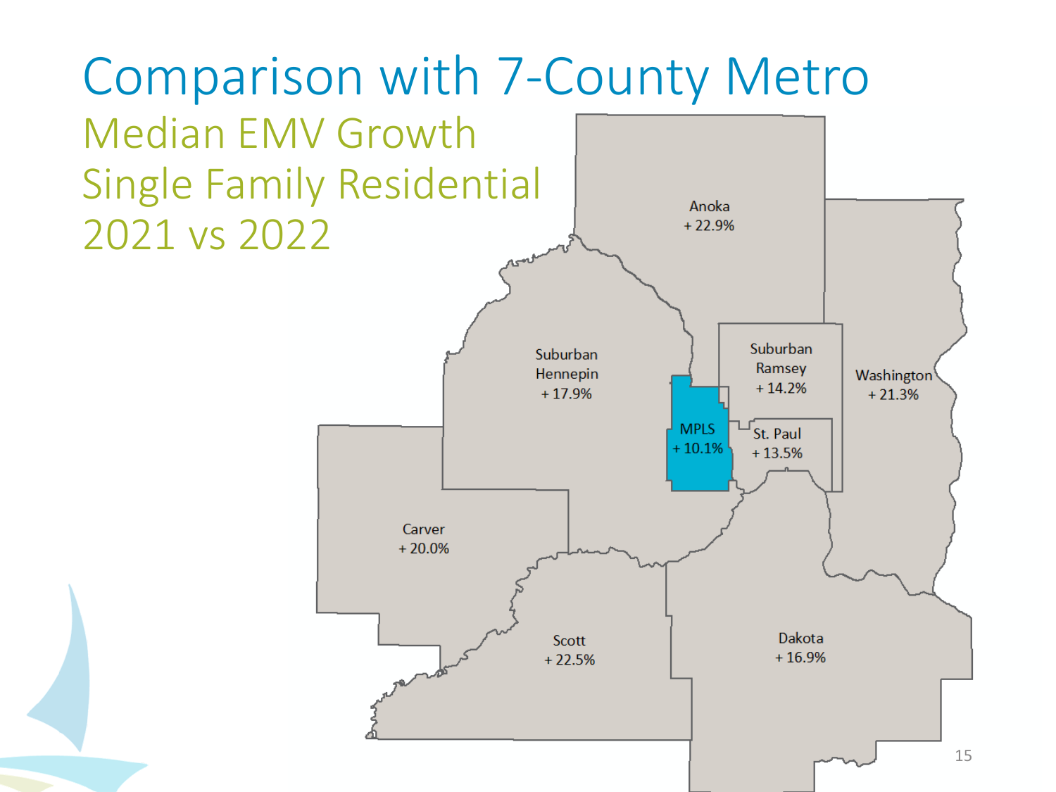# Comparison with 7-County Metro

## Median EMV Growth Single Family Residential 2021 vs 2022

Anoka
+ 22.9%

Suburban Hennepin
+ 17.9%

Suburban Ramsey
+ 14.2%

Washington
+ 21.3%

MPLS
+ 10.1%

St. Paul
+ 13.5%

Carver
+ 20.0%

Scott
+ 22.5%

Dakota
+ 16.9%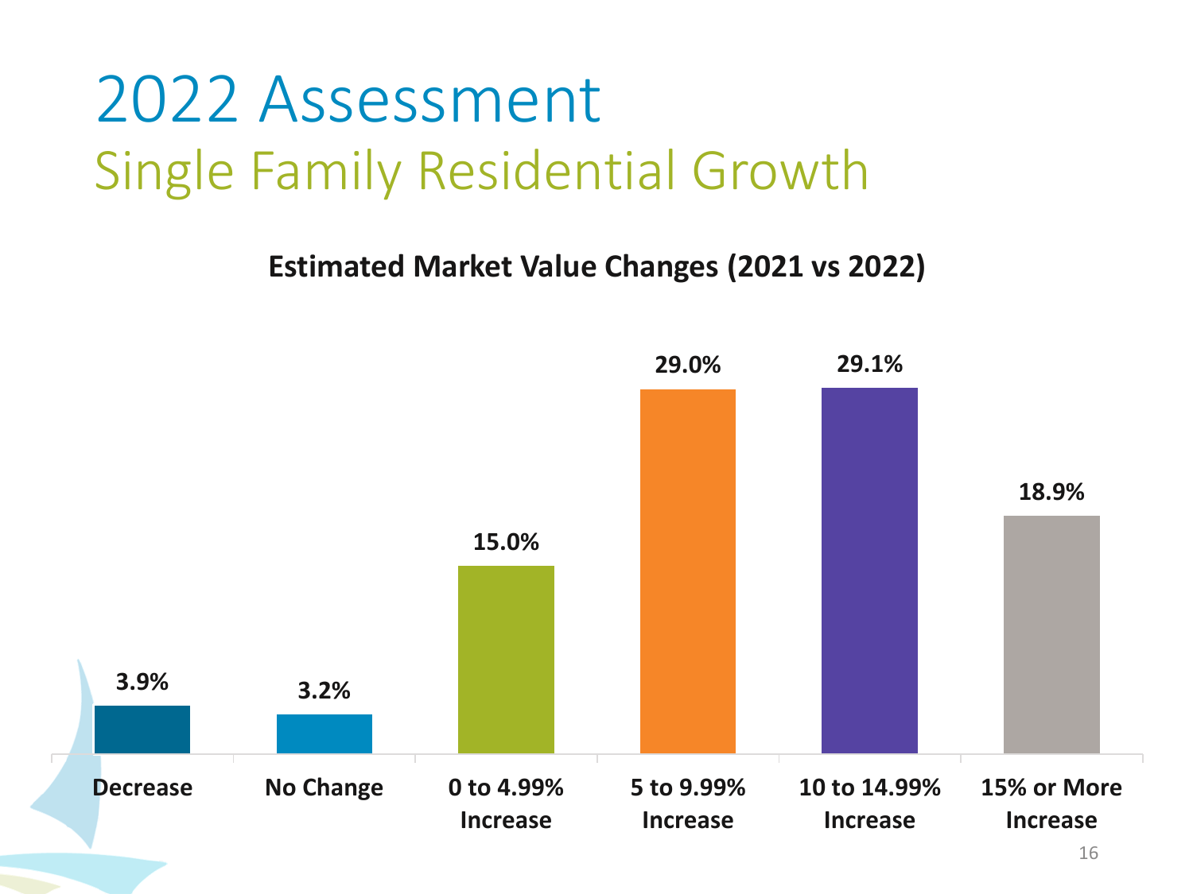# 2022 Assessment

## Single Family Residential Growth

**Estimated Market Value Changes (2021 vs 2022)**

| Decrease | No Change | 0 to 4.99% Increase | 5 to 9.99% Increase | 10 to 14.99% Increase | 15% or More Increase |
|---|---|---|---|---|---|
| 3.9% | 3.2% | 15.0% | 29.0% | 29.1% | 18.9% |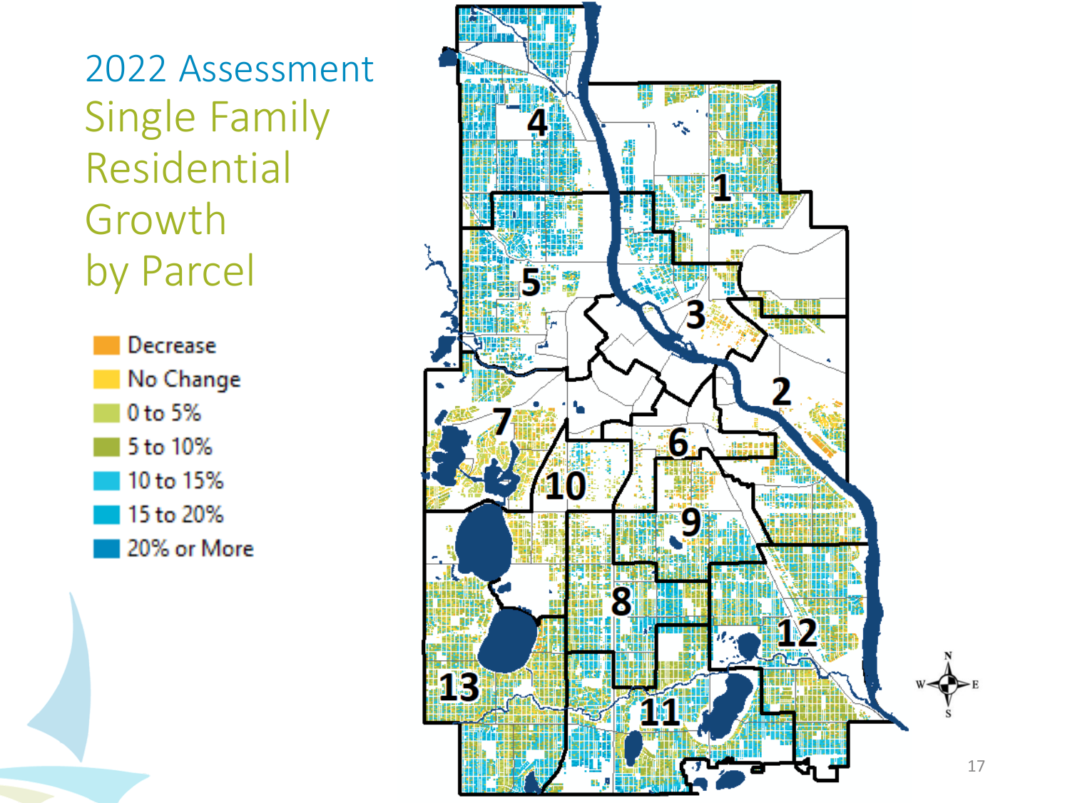# 2022 Assessment Single Family Residential Growth by Parcel

- Decrease
- No Change
- 0 to 5%
- 5 to 10%
- 10 to 15%
- 15 to 20%
- 20% or More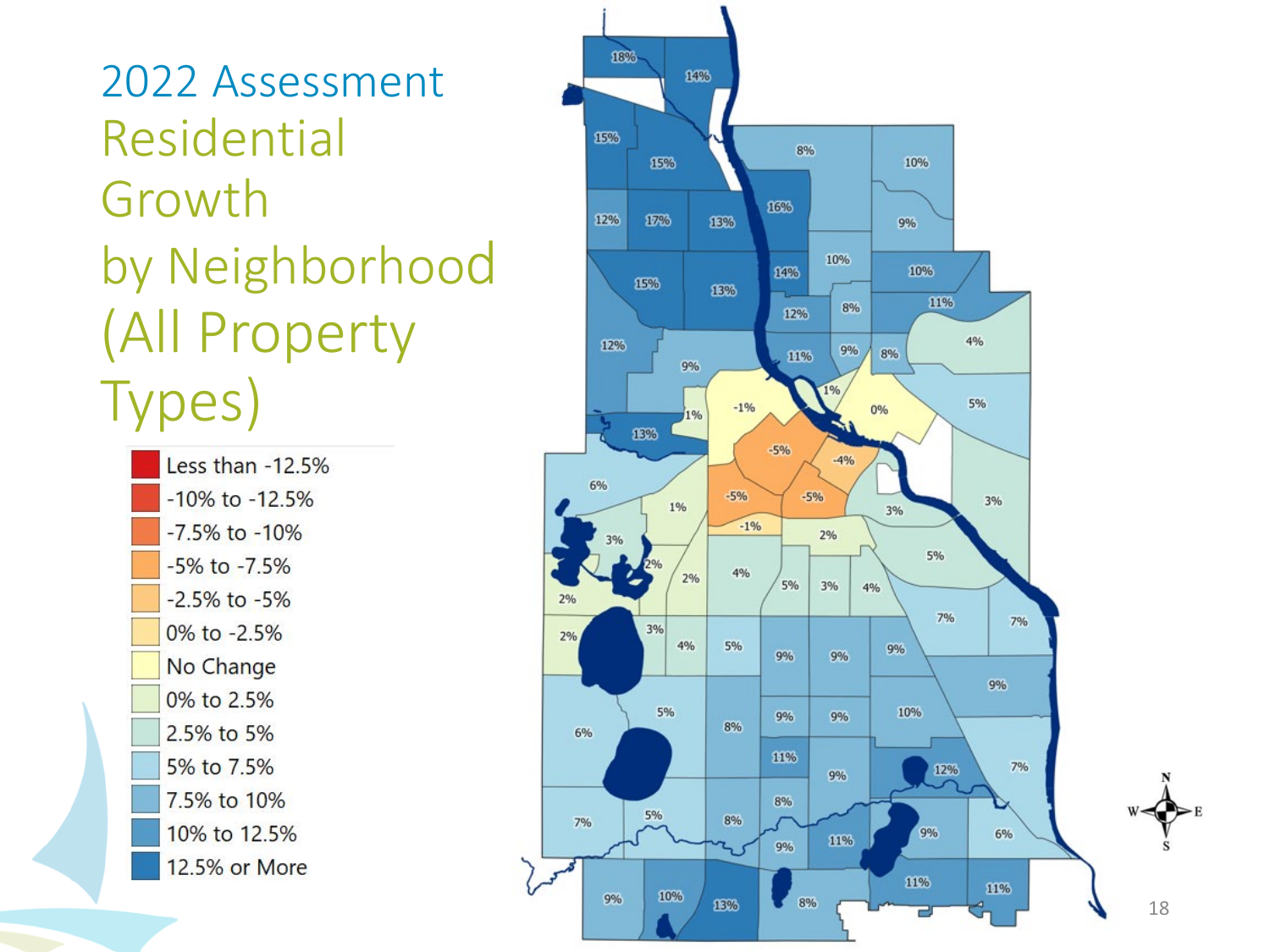# 2022 Assessment Residential Growth by Neighborhood (All Property Types)

- Less than -12.5%
- -10% to -12.5%
- -7.5% to -10%
- -5% to -7.5%
- -2.5% to -5%
- 0% to -2.5%
- No Change
- 0% to 2.5%
- 2.5% to 5%
- 5% to 7.5%
- 7.5% to 10%
- 10% to 12.5%
- 12.5% or More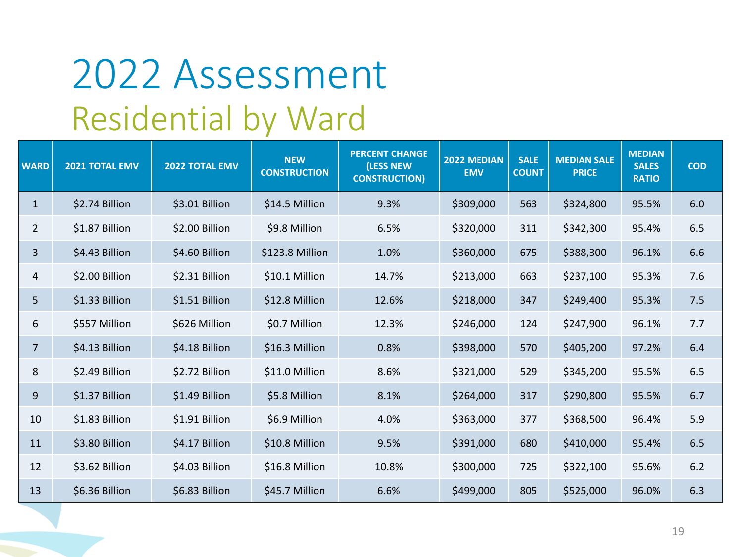# 2022 Assessment

## Residential by Ward

| WARD | 2021 TOTAL EMV | 2022 TOTAL EMV | NEW CONSTRUCTION | PERCENT CHANGE (LESS NEW CONSTRUCTION) | 2022 MEDIAN EMV | SALE COUNT | MEDIAN SALE PRICE | MEDIAN SALES RATIO | COD |
|---|---|---|---|---|---|---|---|---|---|
| 1 | $2.74 Billion | $3.01 Billion | $14.5 Million | 9.3% | $309,000 | 563 | $324,800 | 95.5% | 6.0 |
| 2 | $1.87 Billion | $2.00 Billion | $9.8 Million | 6.5% | $320,000 | 311 | $342,300 | 95.4% | 6.5 |
| 3 | $4.43 Billion | $4.60 Billion | $123.8 Million | 1.0% | $360,000 | 675 | $388,300 | 96.1% | 6.6 |
| 4 | $2.00 Billion | $2.31 Billion | $10.1 Million | 14.7% | $213,000 | 663 | $237,100 | 95.3% | 7.6 |
| 5 | $1.33 Billion | $1.51 Billion | $12.8 Million | 12.6% | $218,000 | 347 | $249,400 | 95.3% | 7.5 |
| 6 | $557 Million | $626 Million | $0.7 Million | 12.3% | $246,000 | 124 | $247,900 | 96.1% | 7.7 |
| 7 | $4.13 Billion | $4.18 Billion | $16.3 Million | 0.8% | $398,000 | 570 | $405,200 | 97.2% | 6.4 |
| 8 | $2.49 Billion | $2.72 Billion | $11.0 Million | 8.6% | $321,000 | 529 | $345,200 | 95.5% | 6.5 |
| 9 | $1.37 Billion | $1.49 Billion | $5.8 Million | 8.1% | $264,000 | 317 | $290,800 | 95.5% | 6.7 |
| 10 | $1.83 Billion | $1.91 Billion | $6.9 Million | 4.0% | $363,000 | 377 | $368,500 | 96.4% | 5.9 |
| 11 | $3.80 Billion | $4.17 Billion | $10.8 Million | 9.5% | $391,000 | 680 | $410,000 | 95.4% | 6.5 |
| 12 | $3.62 Billion | $4.03 Billion | $16.8 Million | 10.8% | $300,000 | 725 | $322,100 | 95.6% | 6.2 |
| 13 | $6.36 Billion | $6.83 Billion | $45.7 Million | 6.6% | $499,000 | 805 | $525,000 | 96.0% | 6.3 |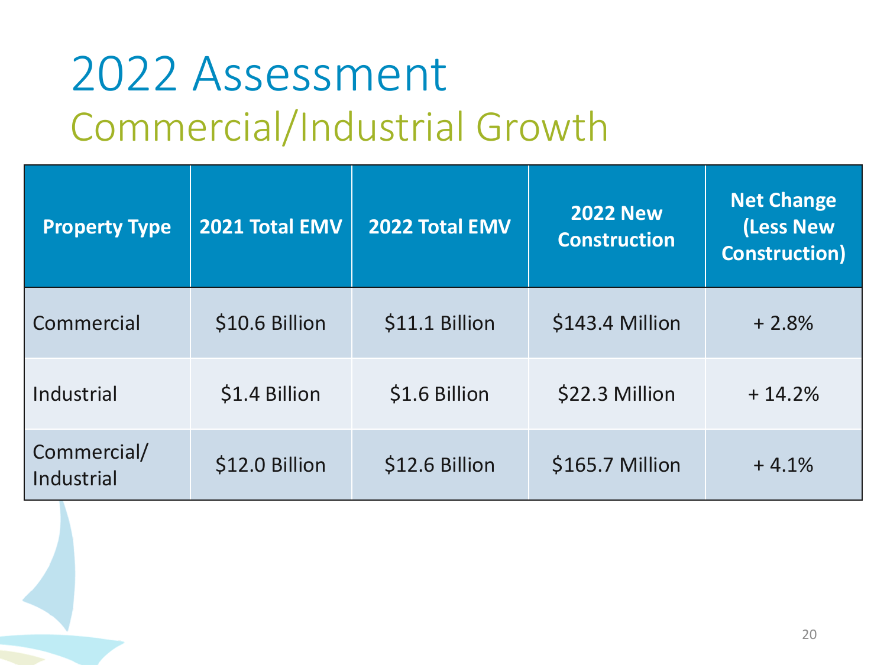# 2022 Assessment

## Commercial/Industrial Growth

| Property Type | 2021 Total EMV | 2022 Total EMV | 2022 New Construction | Net Change (Less New Construction) |
|---|---|---|---|---|
| Commercial | $10.6 Billion | $11.1 Billion | $143.4 Million | + 2.8% |
| Industrial | $1.4 Billion | $1.6 Billion | $22.3 Million | + 14.2% |
| Commercial/ Industrial | $12.0 Billion | $12.6 Billion | $165.7 Million | + 4.1% |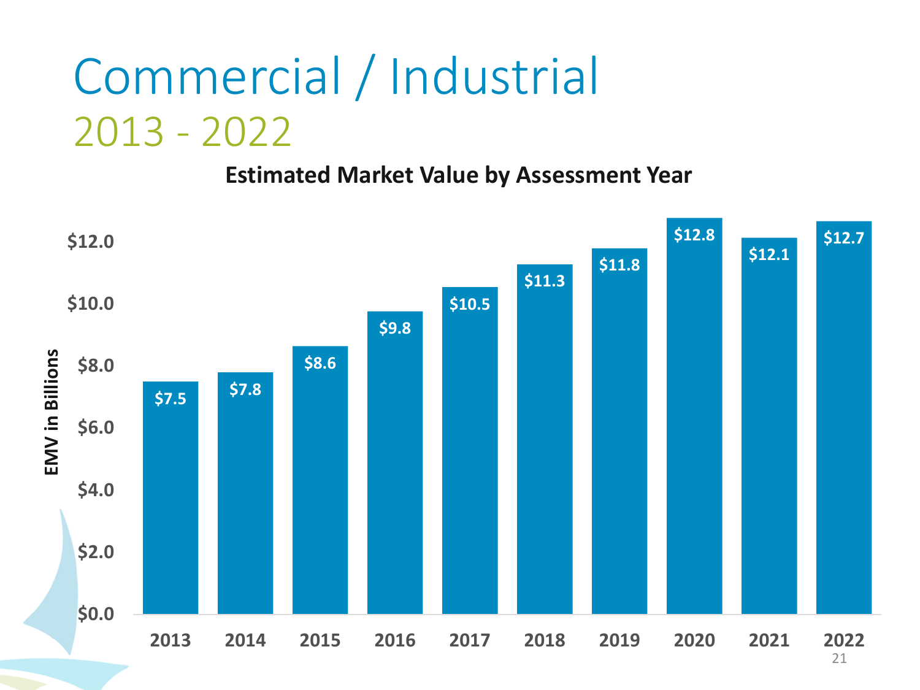# Commercial / Industrial

## 2013 - 2022

**Estimated Market Value by Assessment Year**

| Assessment Year | EMV in Billions |
| --- | --- |
| 2013 | $7.5 |
| 2014 | $7.8 |
| 2015 | $8.6 |
| 2016 | $9.8 |
| 2017 | $10.5 |
| 2018 | $11.3 |
| 2019 | $11.8 |
| 2020 | $12.8 |
| 2021 | $12.1 |
| 2022 | $12.7 |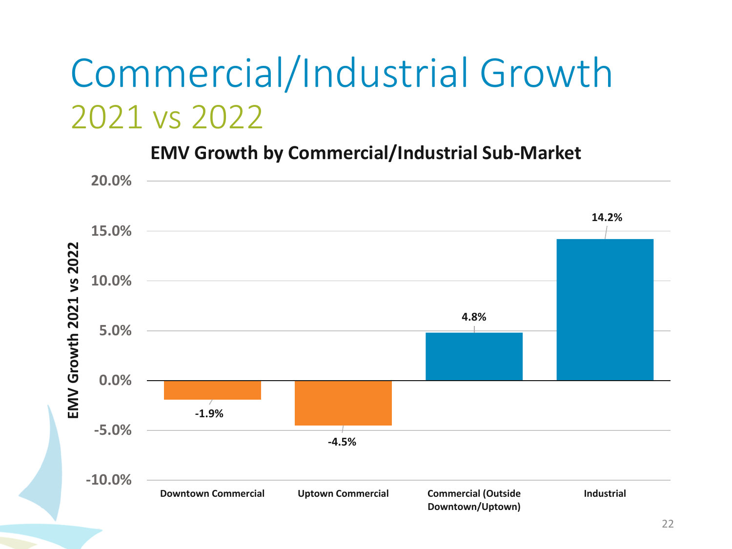# Commercial/Industrial Growth

## 2021 vs 2022

**EMV Growth by Commercial/Industrial Sub-Market**

| Sub-Market | EMV Growth 2021 vs 2022 |
| --- | --- |
| Downtown Commercial | -1.9% |
| Uptown Commercial | -4.5% |
| Commercial (Outside Downtown/Uptown) | 4.8% |
| Industrial | 14.2% |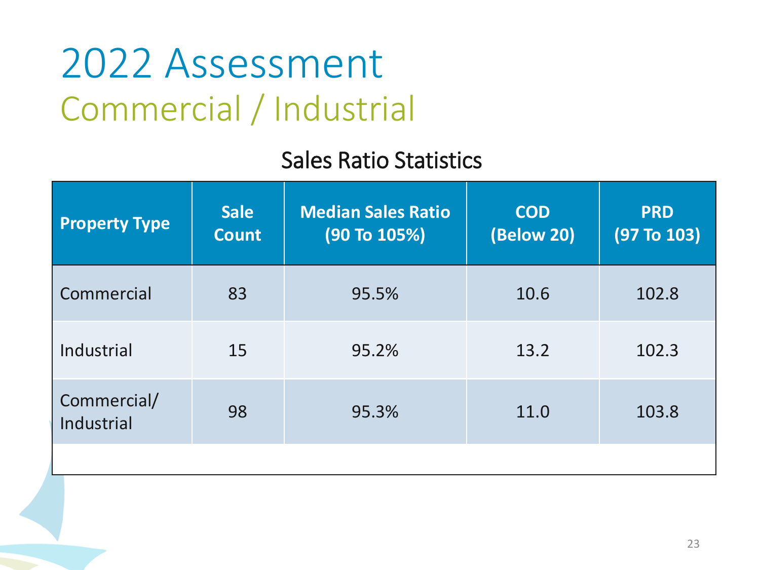# 2022 Assessment

## Commercial / Industrial

### Sales Ratio Statistics

| Property Type | Sale Count | Median Sales Ratio (90 To 105%) | COD (Below 20) | PRD (97 To 103) |
|---|---|---|---|---|
| Commercial | 83 | 95.5% | 10.6 | 102.8 |
| Industrial | 15 | 95.2% | 13.2 | 102.3 |
| Commercial/ Industrial | 98 | 95.3% | 11.0 | 103.8 |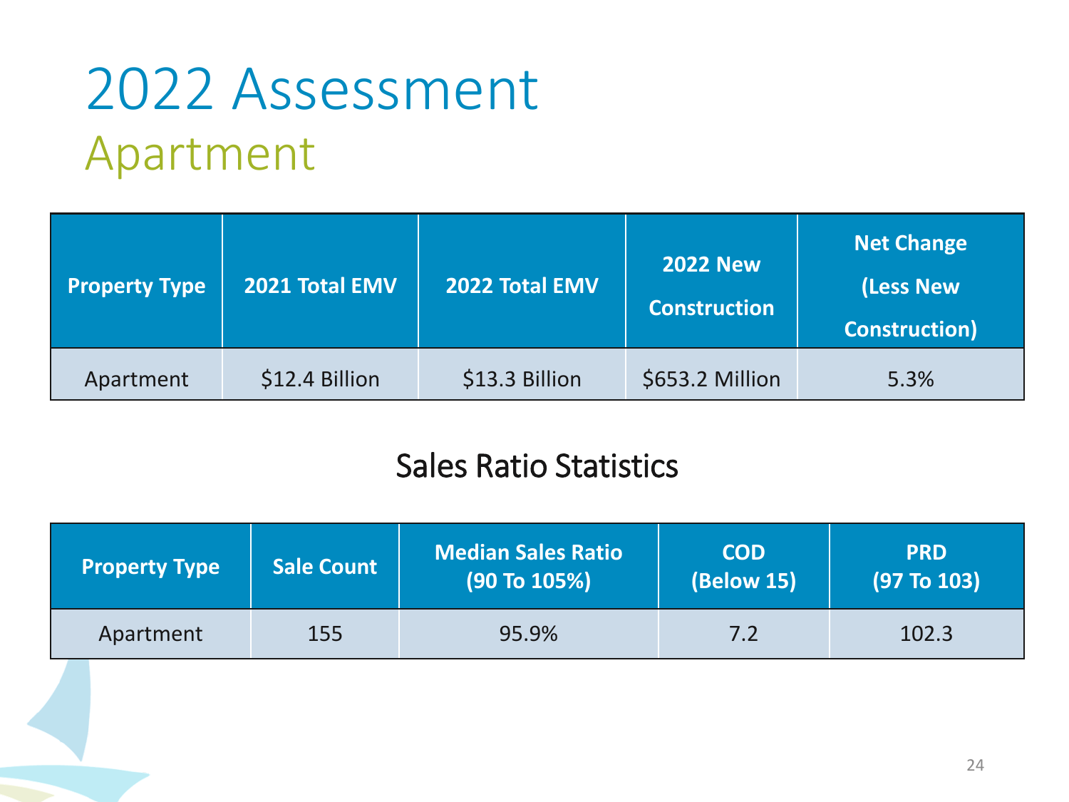# 2022 Assessment

## Apartment

| Property Type | 2021 Total EMV | 2022 Total EMV | 2022 New Construction | Net Change (Less New Construction) |
|---|---|---|---|---|
| Apartment | $12.4 Billion | $13.3 Billion | $653.2 Million | 5.3% |

### Sales Ratio Statistics

| Property Type | Sale Count | Median Sales Ratio (90 To 105%) | COD (Below 15) | PRD (97 To 103) |
|---|---|---|---|---|
| Apartment | 155 | 95.9% | 7.2 | 102.3 |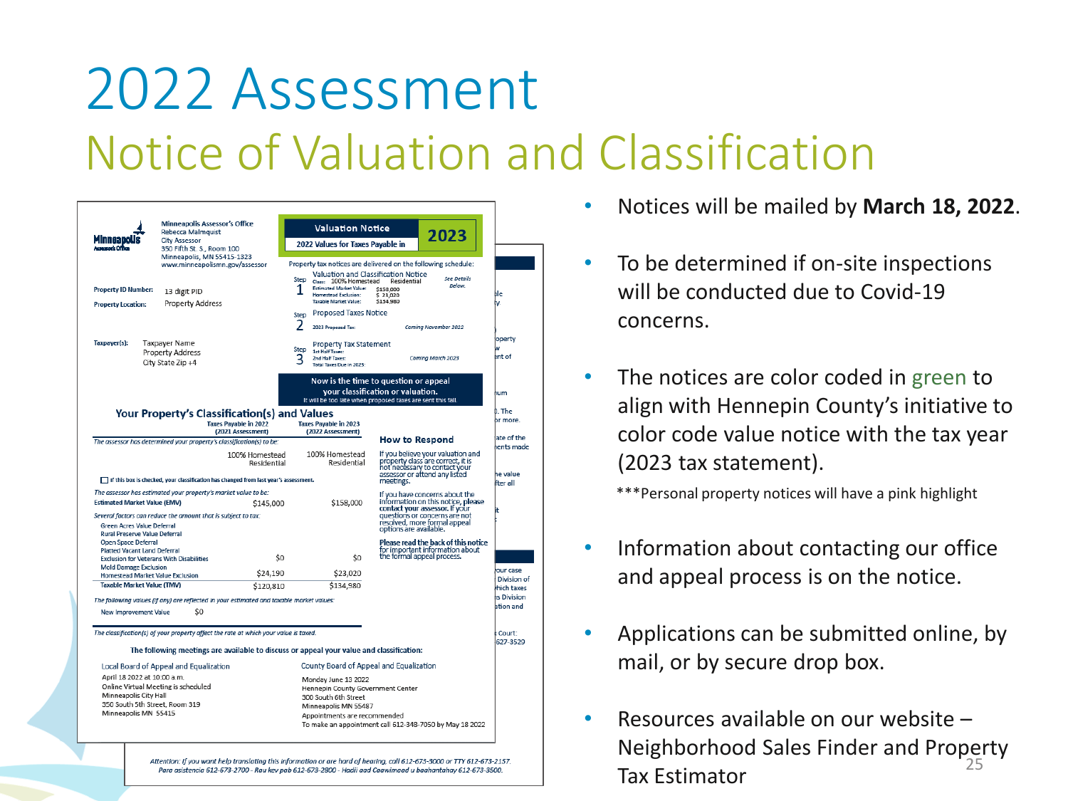# 2022 Assessment

## Notice of Valuation and Classification

Minneapolis Assessor's Office
Rebecca Malmquist
City Assessor
350 Fifth St. S., Room 100
Minneapolis, MN 55415-1323
www.minneapolismn.gov/assessor

**Valuation Notice 2023**
2022 Values for Taxes Payable in

Property ID Number: 13 digit PID
Property Location: Property Address

Taxpayer(s): Taxpayer Name
Property Address
City State Zip +4

Property tax notices are delivered on the following schedule:

Step 1 — Valuation and Classification Notice
Class: 100% Homestead Residential
Estimated Market Value: $158,000
Homestead Exclusion: $ 23,020
Taxable Market Value: $134,980
See Details Below.

Step 2 — Proposed Taxes Notice
2023 Proposed Tax: Coming November 2022

Step 3 — Property Tax Statement
1st Half Taxes:
2nd Half Taxes:
Total Taxes Due in 2023:
Coming March 2023

**Now is the time to question or appeal your classification or valuation.**
It will be too late when proposed taxes are sent this fall.

### Your Property's Classification(s) and Values

| | Taxes Payable in 2022 (2021 Assessment) | Taxes Payable in 2023 (2022 Assessment) |
|---|---|---|
| *The assessor has determined your property's classification(s) to be:* | 100% Homestead Residential | 100% Homestead Residential |
| ☐ If this box is checked, your classification has changed from last year's assessment. | | |
| *The assessor has estimated your property's market value to be:* | | |
| Estimated Market Value (EMV) | $145,000 | $158,000 |
| *Several factors can reduce the amount that is subject to tax:* | | |
| Green Acres Value Deferral | | |
| Rural Preserve Value Deferral | | |
| Open Space Deferral | | |
| Platted Vacant Land Deferral | | |
| Exclusion for Veterans With Disabilities | $0 | $0 |
| Mold Damage Exclusion | | |
| Homestead Market Value Exclusion | $24,190 | $23,020 |
| Taxable Market Value (TMV) | $120,810 | $134,980 |
| *The following values (if any) are reflected in your estimated and taxable market values:* | | |
| New Improvement Value | $0 | |

*The classification(s) of your property affect the rate at which your value is taxed.*

**How to Respond**

If you believe your valuation and property class are correct, it is not necessary to contact your assessor or attend any listed meetings.

If you have concerns about the information on this notice, please contact your assessor. If your questions or concerns are not resolved, more formal appeal options are available.

**Please read the back of this notice for important information about the formal appeal process.**

**The following meetings are available to discuss or appeal your value and classification:**

Local Board of Appeal and Equalization
April 18 2022 at 10:00 a.m.
Online Virtual Meeting is scheduled
Minneapolis City Hall
350 South 5th Street, Room 319
Minneapolis MN 55415

County Board of Appeal and Equalization
Monday June 13 2022
Hennepin County Government Center
300 South 6th Street
Minneapolis MN 55487
Appointments are recommended
To make an appointment call 612-348-7050 by May 18 2022

*Attention: If you want help translating this information or are hard of hearing, call 612-673-3000 or TTY 612-673-2157. Para asistencia 612-673-2700 - Rau kev pab 612-673-2800 - Hadii aad Caawimaad u baahantahay 612-673-3500.*

- Notices will be mailed by **March 18, 2022**.
- To be determined if on-site inspections will be conducted due to Covid-19 concerns.
- The notices are color coded in green to align with Hennepin County's initiative to color code value notice with the tax year (2023 tax statement).

  ***Personal property notices will have a pink highlight
- Information about contacting our office and appeal process is on the notice.
- Applications can be submitted online, by mail, or by secure drop box.
- Resources available on our website – Neighborhood Sales Finder and Property Tax Estimator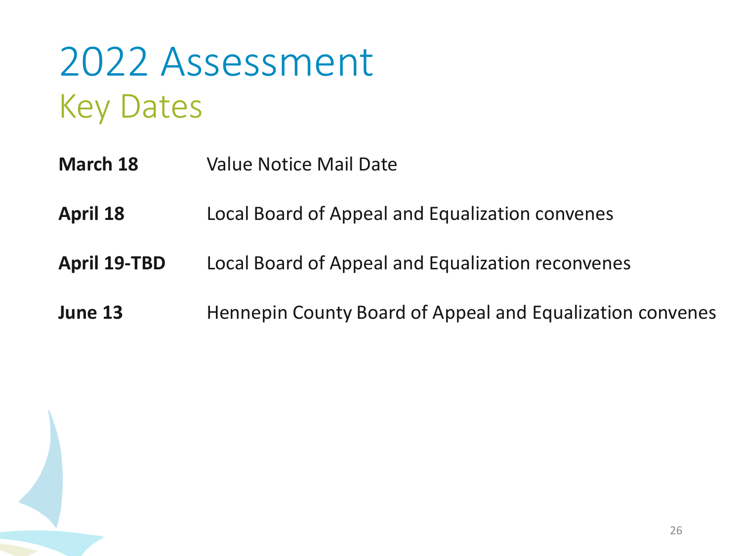# 2022 Assessment

## Key Dates

| | |
|---|---|
| **March 18** | Value Notice Mail Date |
| **April 18** | Local Board of Appeal and Equalization convenes |
| **April 19-TBD** | Local Board of Appeal and Equalization reconvenes |
| **June 13** | Hennepin County Board of Appeal and Equalization convenes |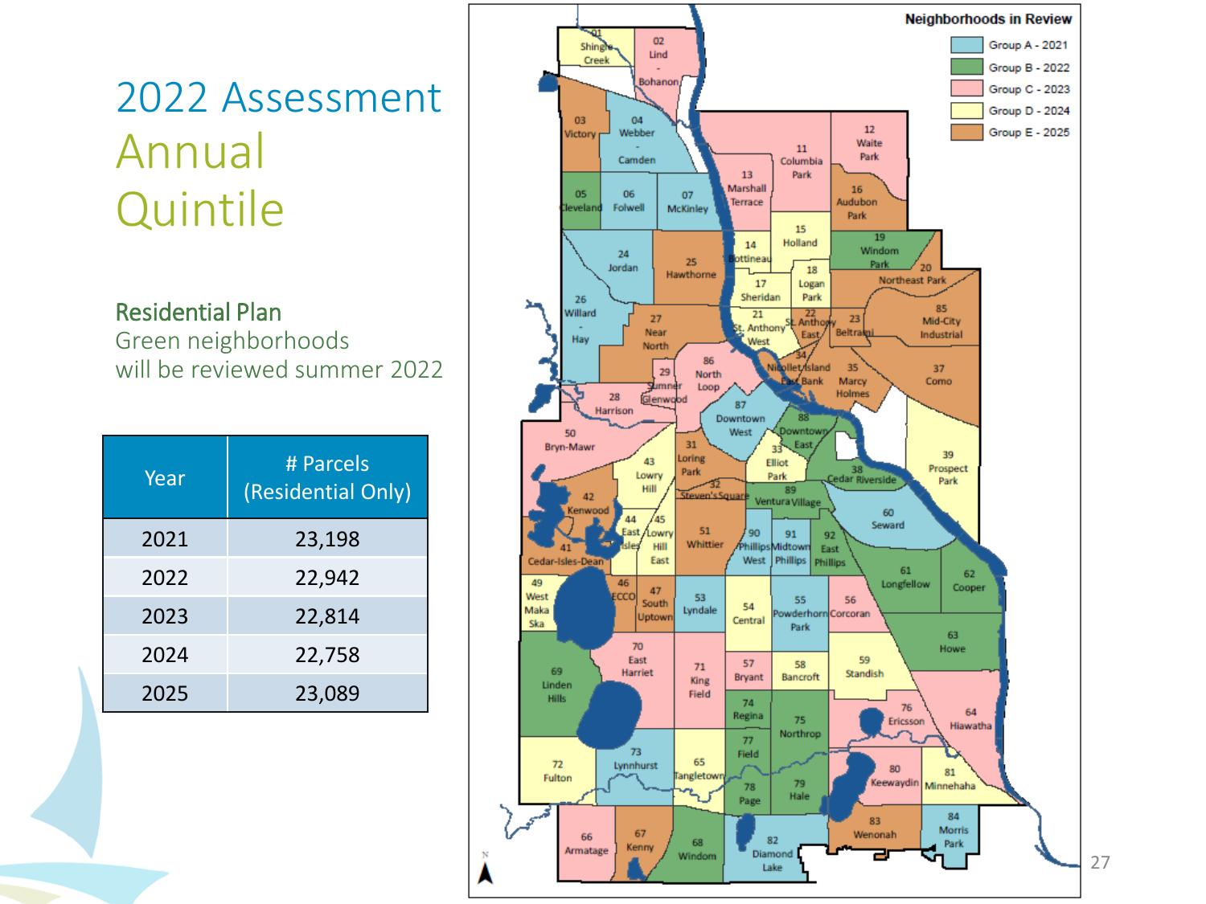# 2022 Assessment Annual Quintile

## Residential Plan

Green neighborhoods will be reviewed summer 2022

| Year | # Parcels (Residential Only) |
|---|---|
| 2021 | 23,198 |
| 2022 | 22,942 |
| 2023 | 22,814 |
| 2024 | 22,758 |
| 2025 | 23,089 |

Neighborhoods in Review

Group A - 2021

Group B - 2022

Group C - 2023

Group D - 2024

Group E - 2025

01 Shingle Creek
02 Lind - Bohanon
03 Victory
04 Webber - Camden
05 Cleveland
06 Folwell
07 McKinley
11 Columbia Park
12 Waite Park
13 Marshall Terrace
14 Bottineau
15 Holland
16 Audubon Park
17 Sheridan
18 Logan Park
19 Windom Park
20 Northeast Park
21 St. Anthony West
22 St. Anthony East
23 Beltrami
24 Jordan
25 Hawthorne
26 Willard - Hay
27 Near North
28 Harrison
29 Sumner Glenwood
31 Loring Park
32 Steven's Square
33 Elliot Park
34 Nicollet Island East Bank
35 Marcy Holmes
37 Como
38 Cedar Riverside
39 Prospect Park
41 Cedar-Isles-Dean
42 Kenwood
43 Lowry Hill
44 East Isles
45 Lowry Hill East
46 ECCO
47 South Uptown
49 West Maka Ska
50 Bryn-Mawr
51 Whittier
53 Lyndale
54 Central
55 Powderhorn Park
56 Corcoran
57 Bryant
58 Bancroft
59 Standish
60 Seward
61 Longfellow
62 Cooper
63 Howe
64 Hiawatha
65 Tangletown
66 Armatage
67 Kenny
68 Windom
69 Linden Hills
70 East Harriet
71 King Field
72 Fulton
73 Lynnhurst
74 Regina
75 Northrop
76 Ericsson
77 Field
78 Page
79 Hale
80 Keewaydin
81 Minnehaha
82 Diamond Lake
83 Wenonah
84 Morris Park
85 Mid-City Industrial
86 North Loop
87 Downtown West
88 Downtown East
89 Ventura Village
90 Phillips West
91 Midtown Phillips
92 East Phillips